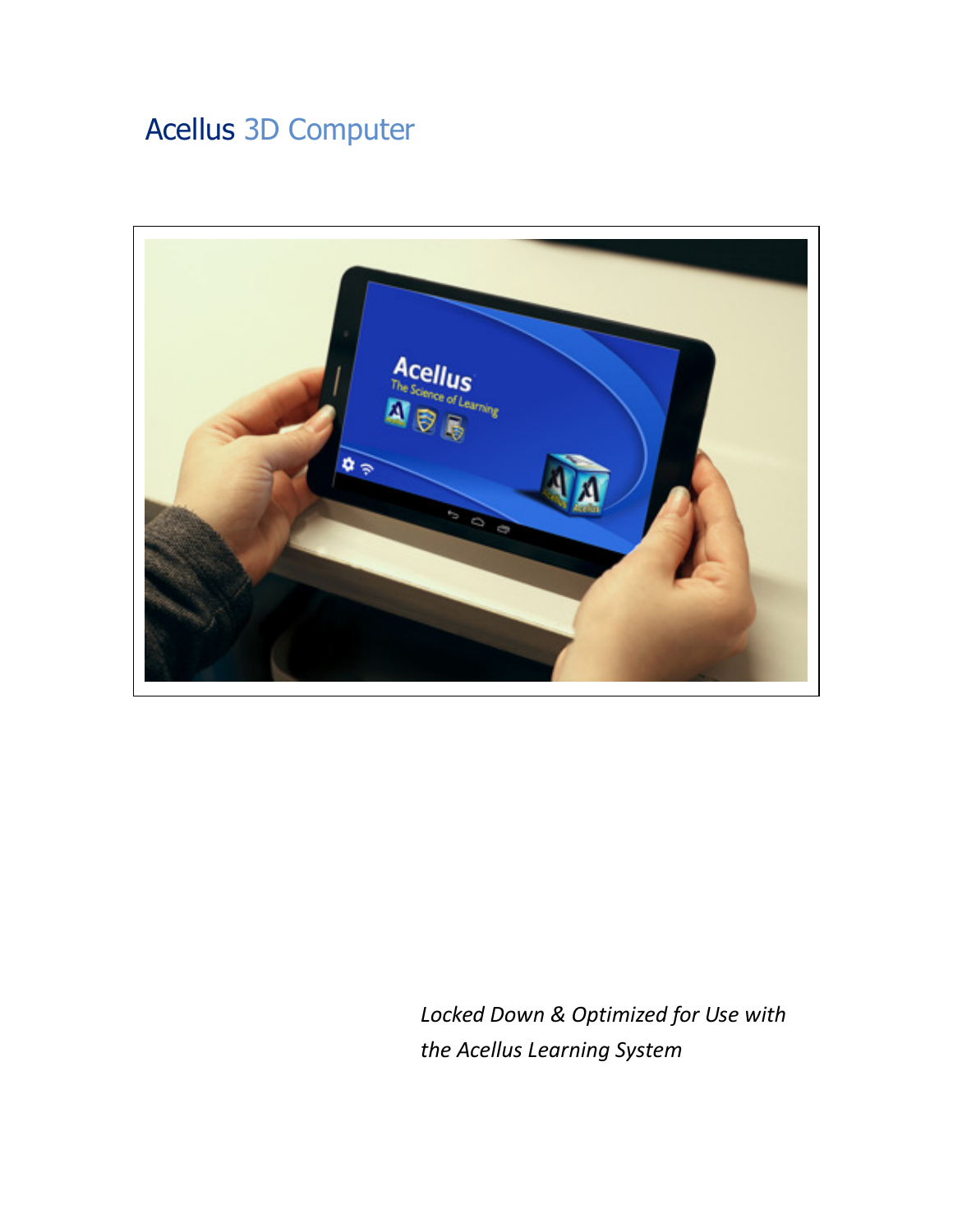# Acellus 3D Computer

*Locked Down & Optimized for Use with the Acellus Learning System*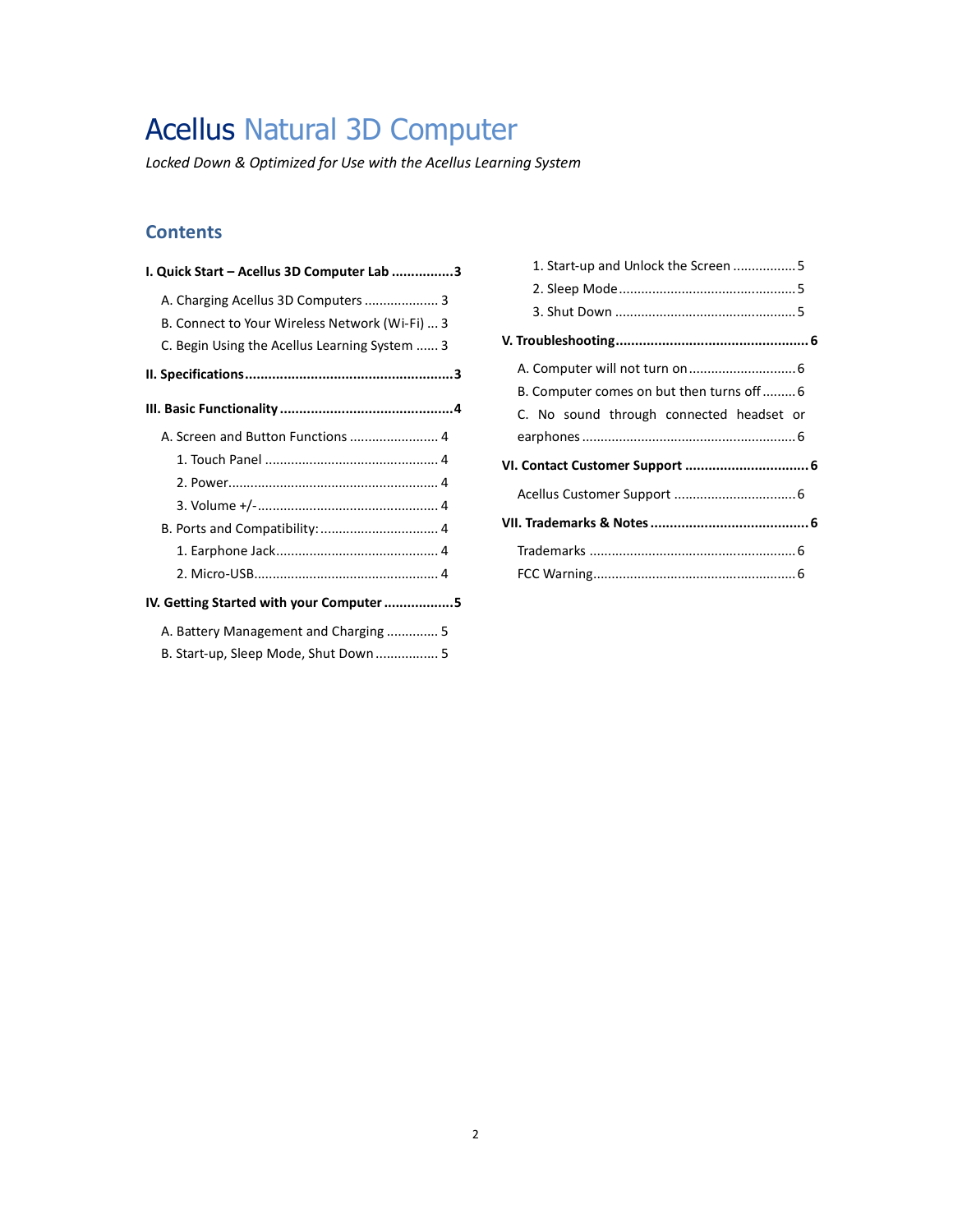# Acellus Natural 3D Computer

*Locked Down & Optimized for Use with the Acellus Learning System*

## Contents

**I. Quick Start – Acellus 3D Computer Lab ................3**

- A. Charging Acellus 3D Computers .................... 3
- B. Connect to Your Wireless Network (Wi-Fi) ... 3
- C. Begin Using the Acellus Learning System ...... 3

**II. Specifications......................................................3**

**III. Basic Functionality .............................................4**

- A. Screen and Button Functions ........................ 4
  - 1. Touch Panel ............................................... 4
  - 2. Power......................................................... 4
  - 3. Volume +/-................................................. 4
- B. Ports and Compatibility:................................ 4
  - 1. Earphone Jack............................................ 4
  - 2. Micro-USB.................................................. 4

**IV. Getting Started with your Computer ..................5**

- A. Battery Management and Charging .............. 5
- B. Start-up, Sleep Mode, Shut Down ................. 5
  - 1. Start-up and Unlock the Screen ................. 5
  - 2. Sleep Mode................................................ 5
  - 3. Shut Down ................................................. 5

**V. Troubleshooting.................................................. 6**

- A. Computer will not turn on............................. 6
- B. Computer comes on but then turns off ......... 6
- C. No sound through connected headset or earphones ......................................................... 6

**VI. Contact Customer Support ................................ 6**

- Acellus Customer Support ................................. 6

**VII. Trademarks & Notes ......................................... 6**

- Trademarks ........................................................ 6
- FCC Warning....................................................... 6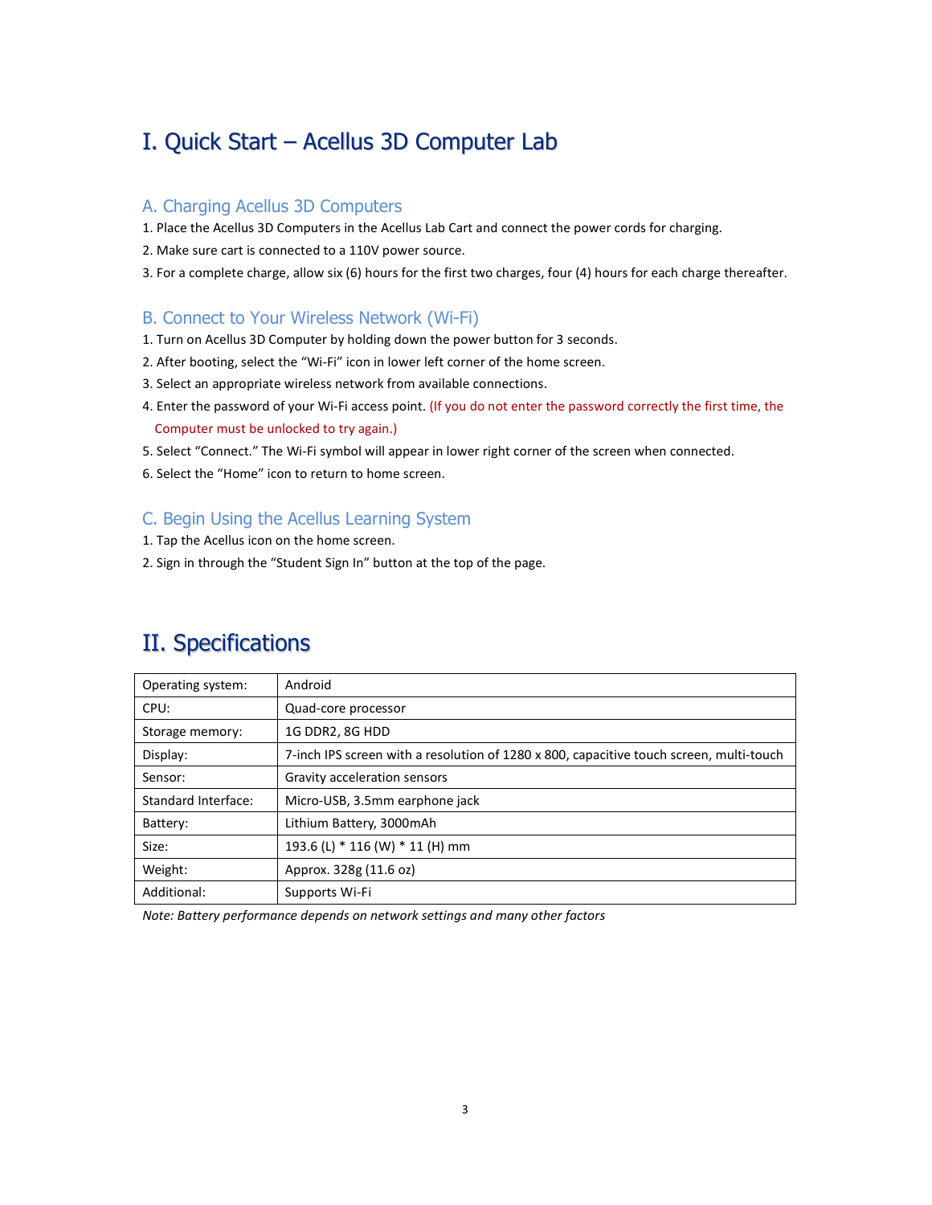# I. Quick Start – Acellus 3D Computer Lab

## A. Charging Acellus 3D Computers

1. Place the Acellus 3D Computers in the Acellus Lab Cart and connect the power cords for charging.
2. Make sure cart is connected to a 110V power source.
3. For a complete charge, allow six (6) hours for the first two charges, four (4) hours for each charge thereafter.

## B. Connect to Your Wireless Network (Wi-Fi)

1. Turn on Acellus 3D Computer by holding down the power button for 3 seconds.
2. After booting, select the "Wi-Fi" icon in lower left corner of the home screen.
3. Select an appropriate wireless network from available connections.
4. Enter the password of your Wi-Fi access point. (If you do not enter the password correctly the first time, the Computer must be unlocked to try again.)
5. Select "Connect." The Wi-Fi symbol will appear in lower right corner of the screen when connected.
6. Select the "Home" icon to return to home screen.

## C. Begin Using the Acellus Learning System

1. Tap the Acellus icon on the home screen.
2. Sign in through the "Student Sign In" button at the top of the page.

# II. Specifications

| Operating system: | Android |
|---|---|
| CPU: | Quad-core processor |
| Storage memory: | 1G DDR2, 8G HDD |
| Display: | 7-inch IPS screen with a resolution of 1280 x 800, capacitive touch screen, multi-touch |
| Sensor: | Gravity acceleration sensors |
| Standard Interface: | Micro-USB, 3.5mm earphone jack |
| Battery: | Lithium Battery, 3000mAh |
| Size: | 193.6 (L) * 116 (W) * 11 (H) mm |
| Weight: | Approx. 328g (11.6 oz) |
| Additional: | Supports Wi-Fi |

*Note: Battery performance depends on network settings and many other factors*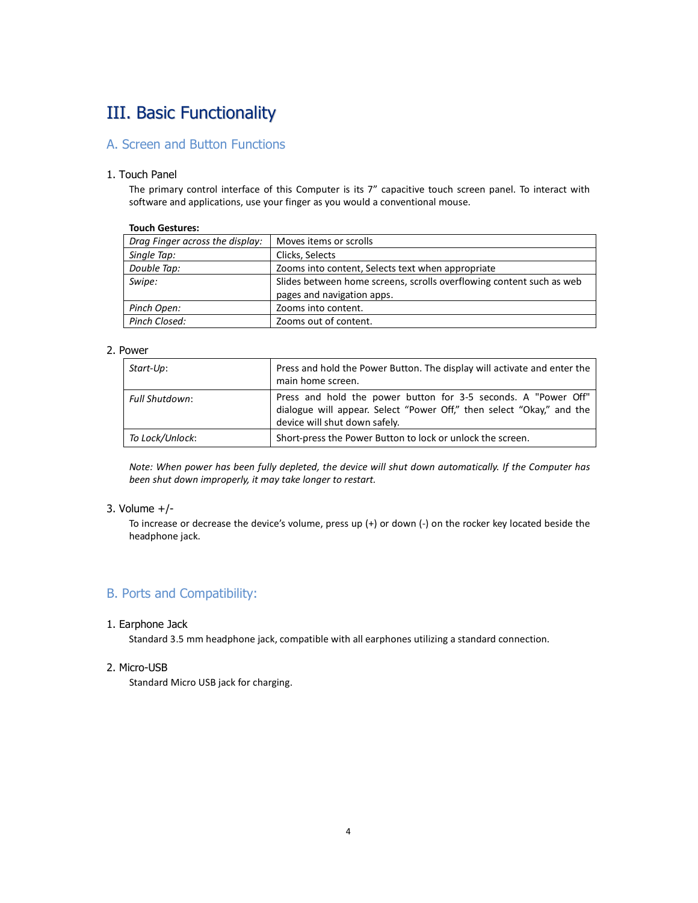# III. Basic Functionality

## A. Screen and Button Functions

### 1. Touch Panel

The primary control interface of this Computer is its 7” capacitive touch screen panel. To interact with software and applications, use your finger as you would a conventional mouse.

**Touch Gestures:**

| | |
|---|---|
| *Drag Finger across the display:* | Moves items or scrolls |
| *Single Tap:* | Clicks, Selects |
| *Double Tap:* | Zooms into content, Selects text when appropriate |
| *Swipe:* | Slides between home screens, scrolls overflowing content such as web pages and navigation apps. |
| *Pinch Open:* | Zooms into content. |
| *Pinch Closed:* | Zooms out of content. |

### 2. Power

| | |
|---|---|
| *Start-Up*: | Press and hold the Power Button. The display will activate and enter the main home screen. |
| *Full Shutdown*: | Press and hold the power button for 3-5 seconds. A "Power Off" dialogue will appear. Select “Power Off,” then select “Okay,” and the device will shut down safely. |
| *To Lock/Unlock*: | Short-press the Power Button to lock or unlock the screen. |

*Note: When power has been fully depleted, the device will shut down automatically. If the Computer has been shut down improperly, it may take longer to restart.*

### 3. Volume +/-

To increase or decrease the device’s volume, press up (+) or down (-) on the rocker key located beside the headphone jack.

## B. Ports and Compatibility:

### 1. Earphone Jack

Standard 3.5 mm headphone jack, compatible with all earphones utilizing a standard connection.

### 2. Micro-USB

Standard Micro USB jack for charging.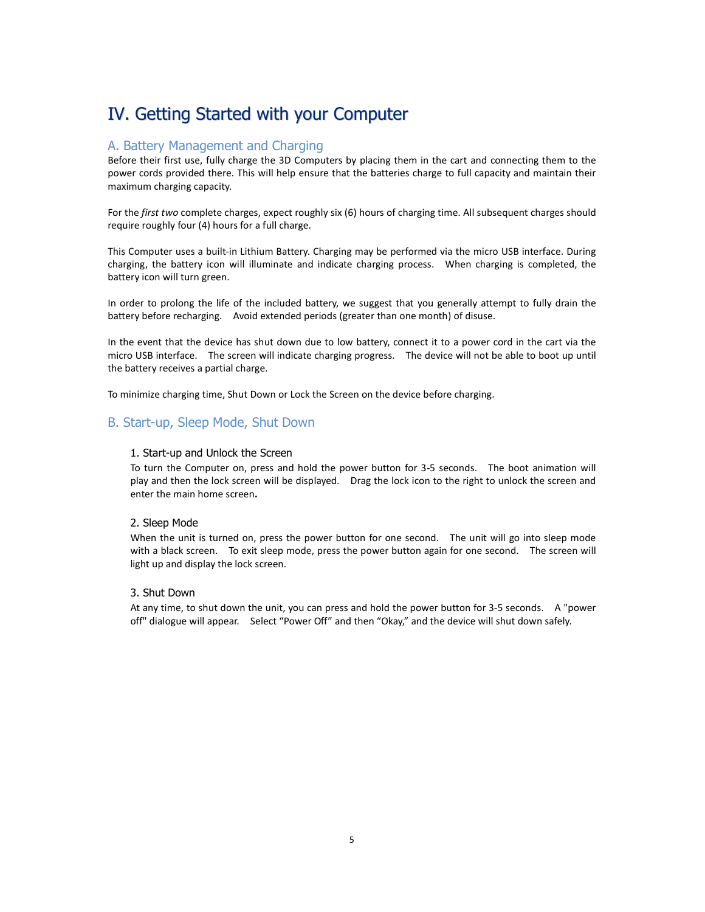# IV. Getting Started with your Computer

## A. Battery Management and Charging

Before their first use, fully charge the 3D Computers by placing them in the cart and connecting them to the power cords provided there. This will help ensure that the batteries charge to full capacity and maintain their maximum charging capacity.

For the *first two* complete charges, expect roughly six (6) hours of charging time. All subsequent charges should require roughly four (4) hours for a full charge.

This Computer uses a built-in Lithium Battery. Charging may be performed via the micro USB interface. During charging, the battery icon will illuminate and indicate charging process. When charging is completed, the battery icon will turn green.

In order to prolong the life of the included battery, we suggest that you generally attempt to fully drain the battery before recharging. Avoid extended periods (greater than one month) of disuse.

In the event that the device has shut down due to low battery, connect it to a power cord in the cart via the micro USB interface. The screen will indicate charging progress. The device will not be able to boot up until the battery receives a partial charge.

To minimize charging time, Shut Down or Lock the Screen on the device before charging.

## B. Start-up, Sleep Mode, Shut Down

### 1. Start-up and Unlock the Screen

To turn the Computer on, press and hold the power button for 3-5 seconds. The boot animation will play and then the lock screen will be displayed. Drag the lock icon to the right to unlock the screen and enter the main home screen.

### 2. Sleep Mode

When the unit is turned on, press the power button for one second. The unit will go into sleep mode with a black screen. To exit sleep mode, press the power button again for one second. The screen will light up and display the lock screen.

### 3. Shut Down

At any time, to shut down the unit, you can press and hold the power button for 3-5 seconds. A "power off" dialogue will appear. Select "Power Off" and then "Okay," and the device will shut down safely.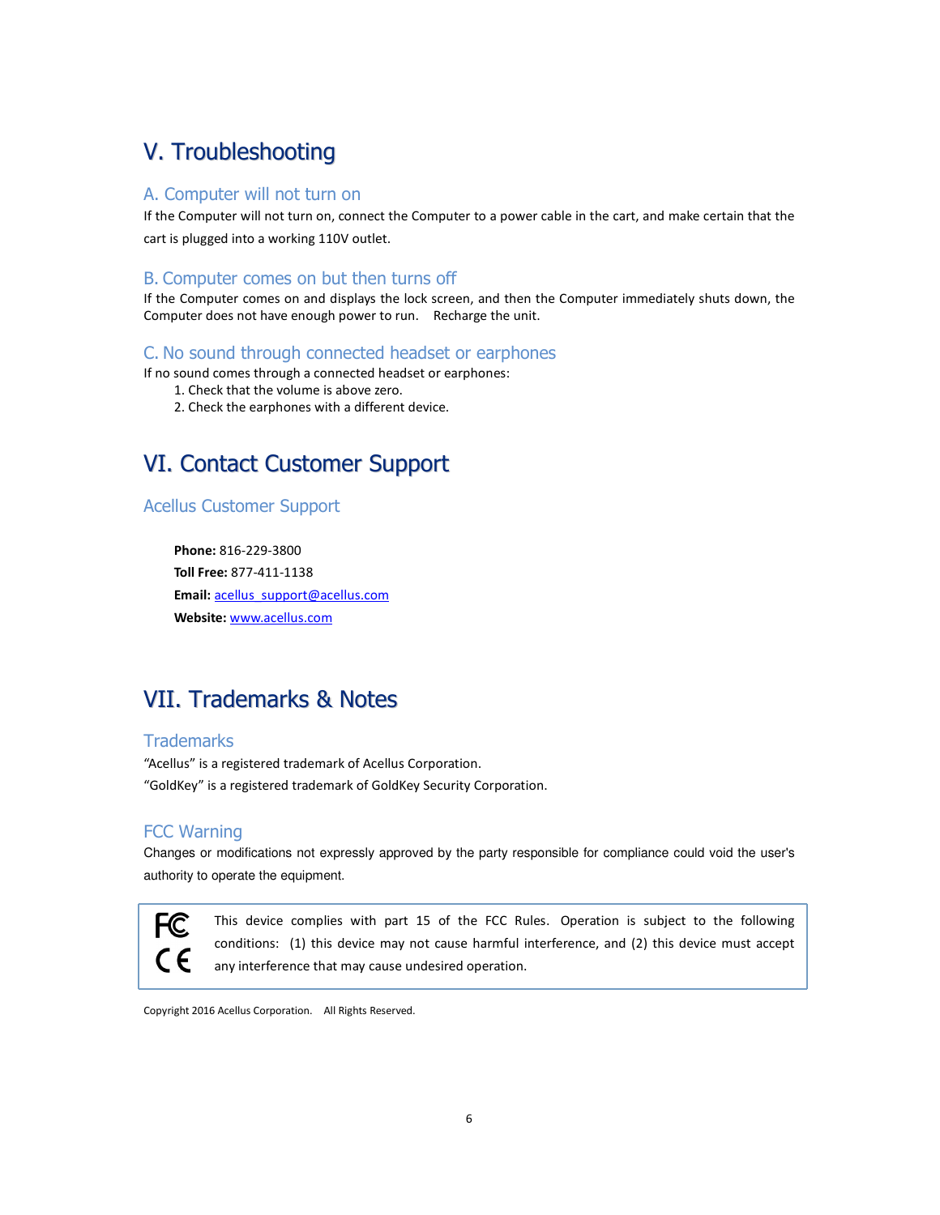# V. Troubleshooting

## A. Computer will not turn on

If the Computer will not turn on, connect the Computer to a power cable in the cart, and make certain that the cart is plugged into a working 110V outlet.

## B. Computer comes on but then turns off

If the Computer comes on and displays the lock screen, and then the Computer immediately shuts down, the Computer does not have enough power to run. Recharge the unit.

## C. No sound through connected headset or earphones

If no sound comes through a connected headset or earphones:

1. Check that the volume is above zero.
2. Check the earphones with a different device.

# VI. Contact Customer Support

## Acellus Customer Support

**Phone:** 816-229-3800
**Toll Free:** 877-411-1138
**Email:** acellus_support@acellus.com
**Website:** www.acellus.com

# VII. Trademarks & Notes

## Trademarks

"Acellus" is a registered trademark of Acellus Corporation.
"GoldKey" is a registered trademark of GoldKey Security Corporation.

## FCC Warning

Changes or modifications not expressly approved by the party responsible for compliance could void the user's authority to operate the equipment.

FC CE This device complies with part 15 of the FCC Rules. Operation is subject to the following conditions: (1) this device may not cause harmful interference, and (2) this device must accept any interference that may cause undesired operation.

Copyright 2016 Acellus Corporation. All Rights Reserved.